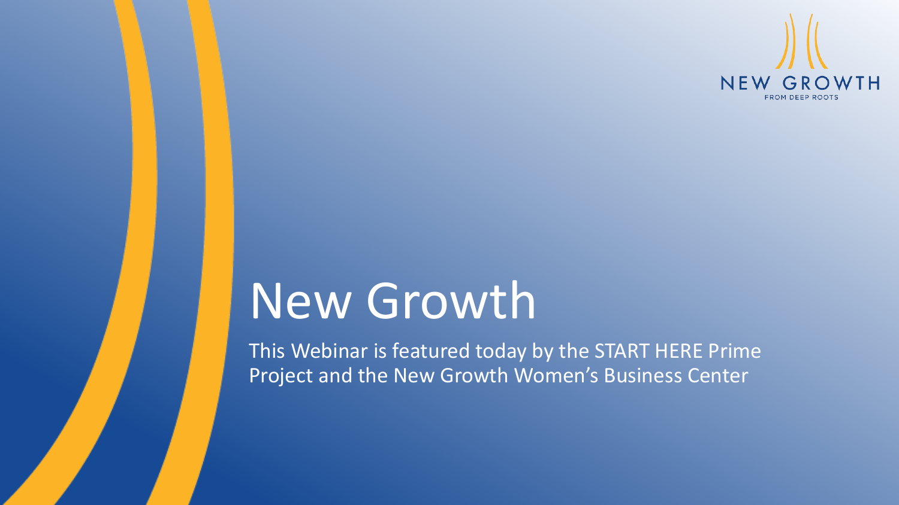NEW GROWTH
FROM DEEP ROOTS

# New Growth

This Webinar is featured today by the START HERE Prime Project and the New Growth Women's Business Center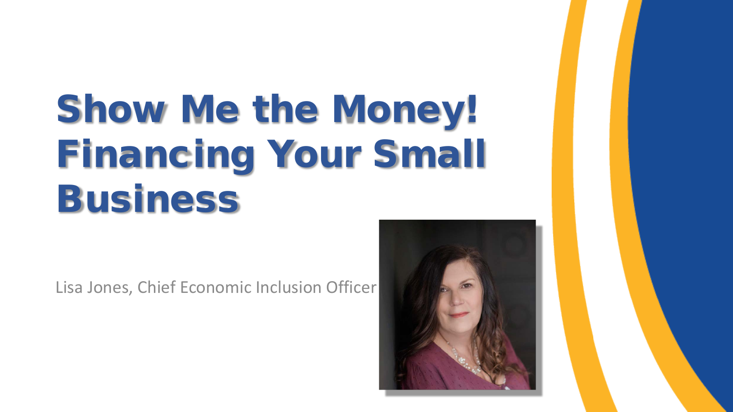# Show Me the Money! Financing Your Small Business

Lisa Jones, Chief Economic Inclusion Officer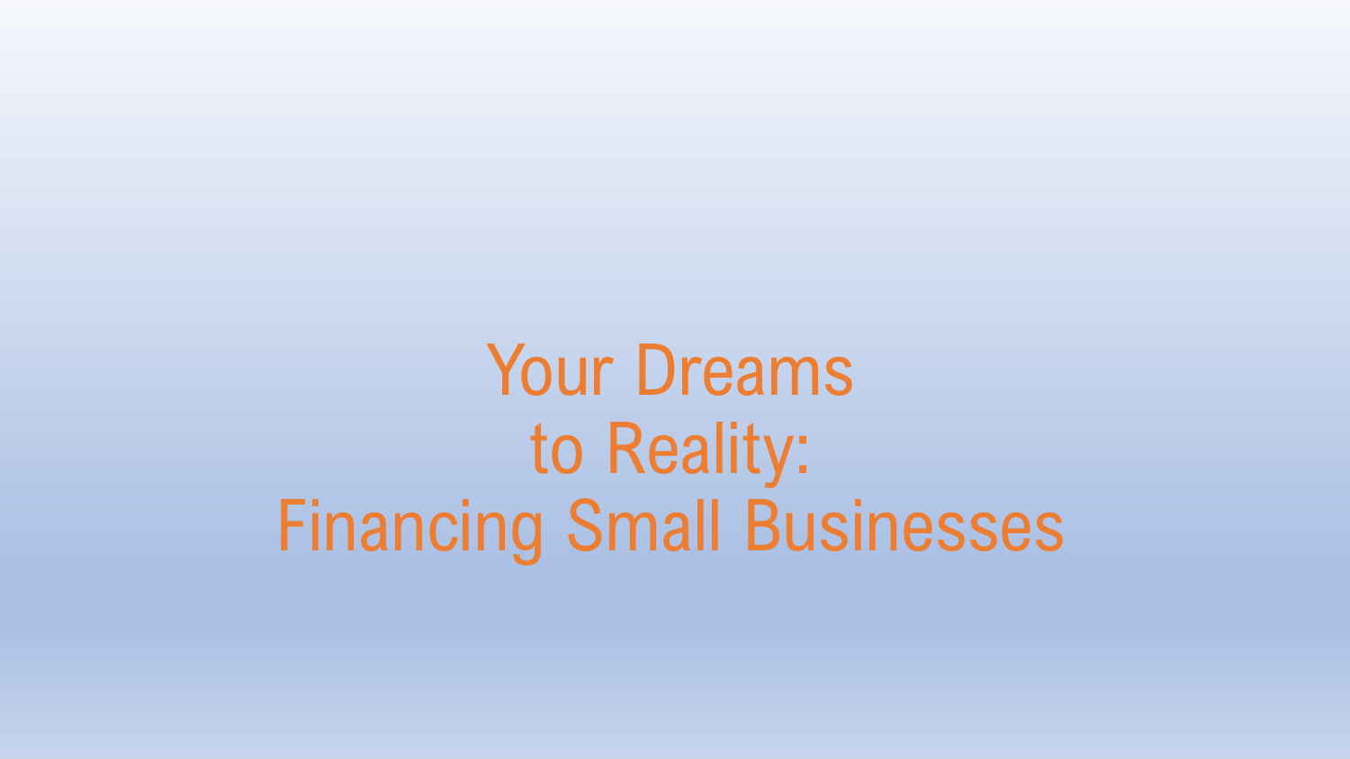# Your Dreams to Reality: Financing Small Businesses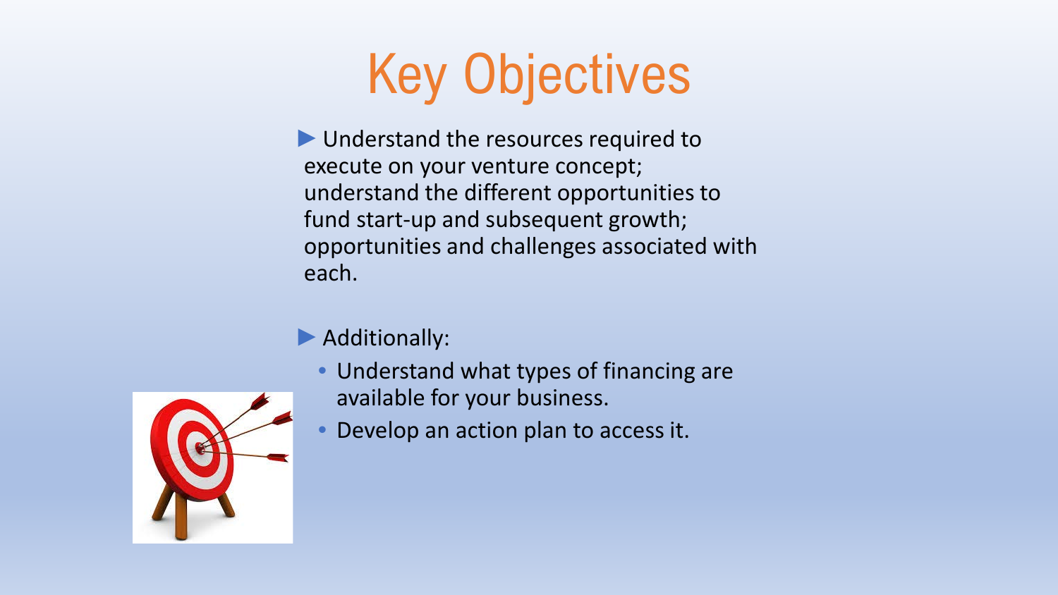# Key Objectives

- Understand the resources required to execute on your venture concept; understand the different opportunities to fund start-up and subsequent growth; opportunities and challenges associated with each.

- Additionally:
  - Understand what types of financing are available for your business.
  - Develop an action plan to access it.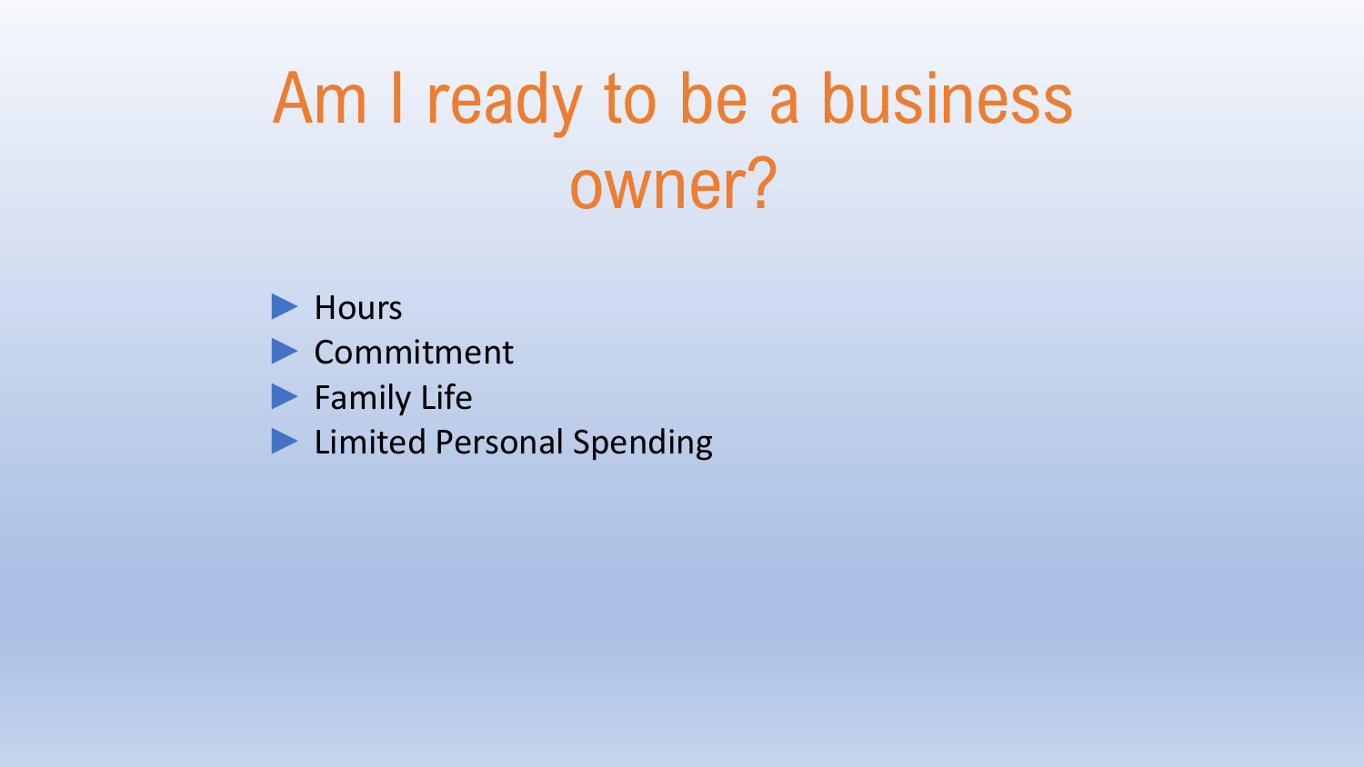# Am I ready to be a business owner?

- Hours
- Commitment
- Family Life
- Limited Personal Spending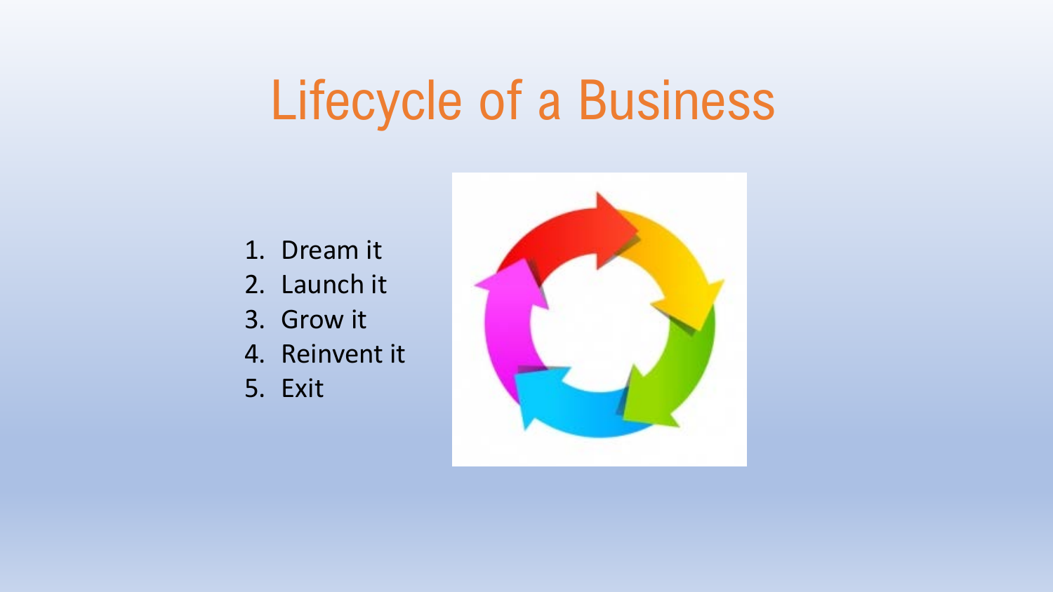# Lifecycle of a Business

1. Dream it
2. Launch it
3. Grow it
4. Reinvent it
5. Exit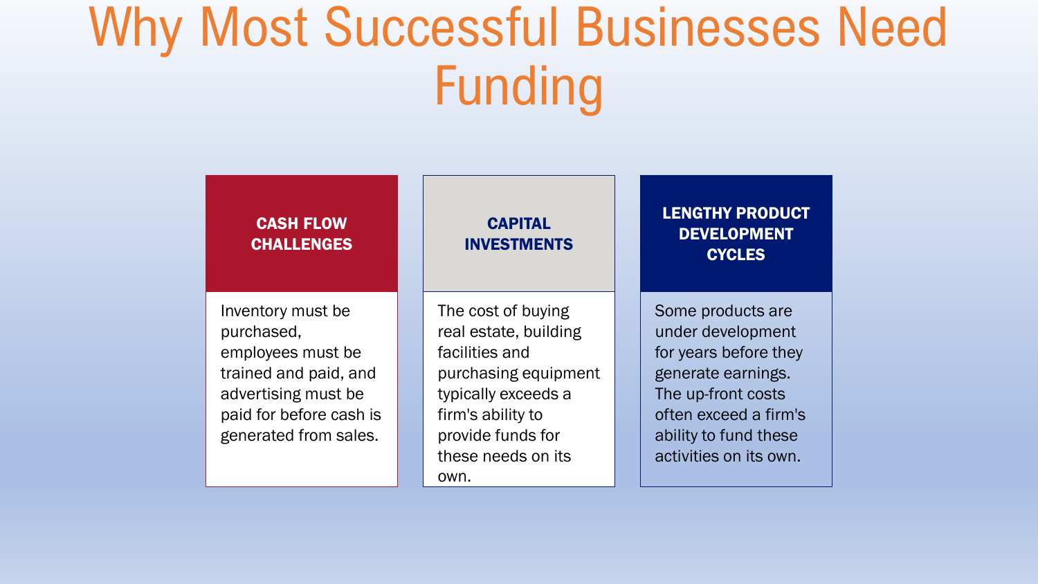# Why Most Successful Businesses Need Funding

### CASH FLOW CHALLENGES

Inventory must be purchased, employees must be trained and paid, and advertising must be paid for before cash is generated from sales.

### CAPITAL INVESTMENTS

The cost of buying real estate, building facilities and purchasing equipment typically exceeds a firm's ability to provide funds for these needs on its own.

### LENGTHY PRODUCT DEVELOPMENT CYCLES

Some products are under development for years before they generate earnings. The up-front costs often exceed a firm's ability to fund these activities on its own.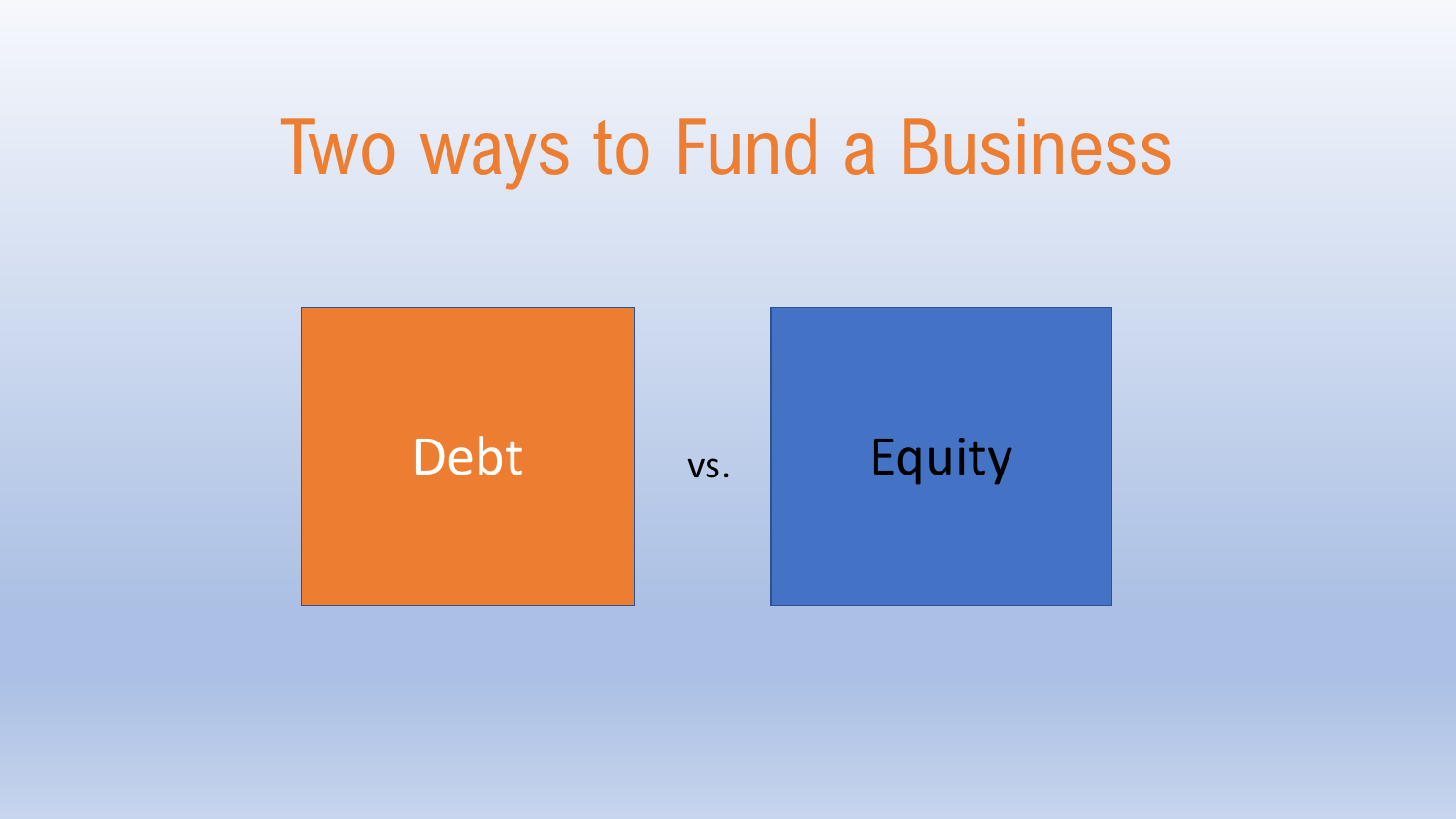# Two ways to Fund a Business

Debt vs. Equity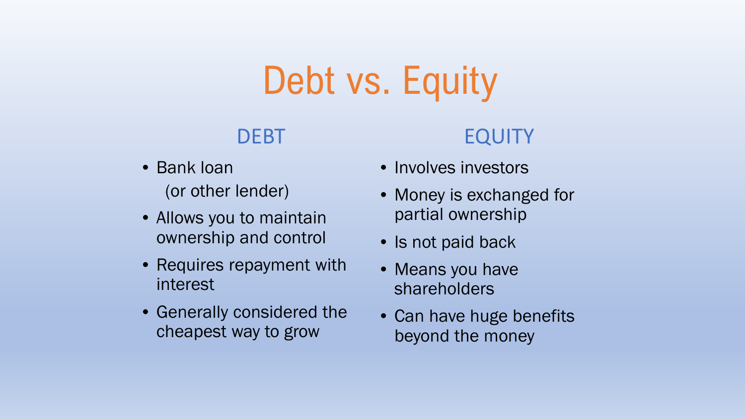# Debt vs. Equity

## DEBT

- Bank loan
  (or other lender)
- Allows you to maintain ownership and control
- Requires repayment with interest
- Generally considered the cheapest way to grow

## EQUITY

- Involves investors
- Money is exchanged for partial ownership
- Is not paid back
- Means you have shareholders
- Can have huge benefits beyond the money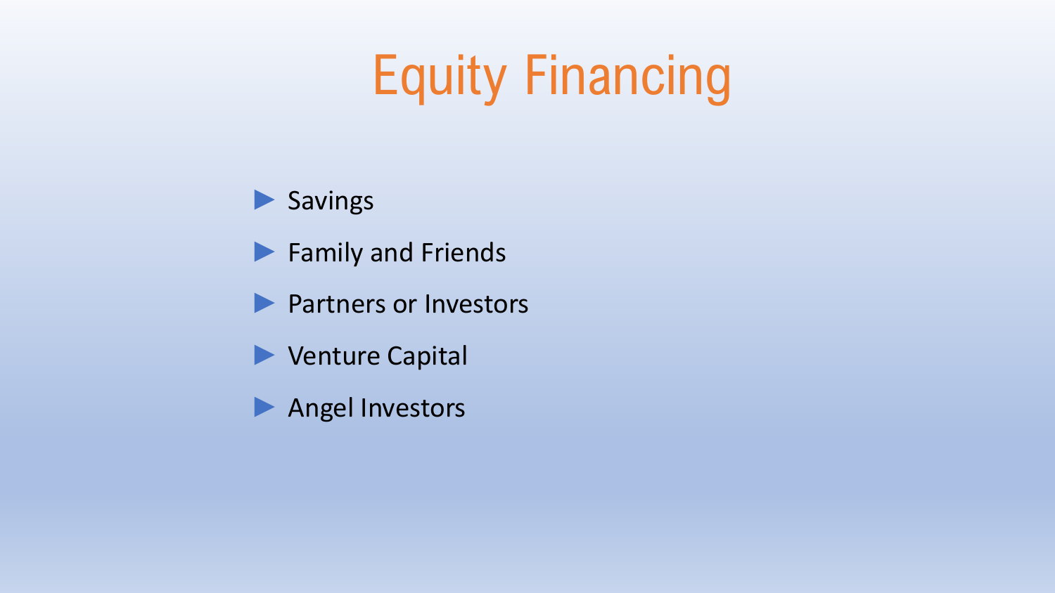# Equity Financing

- Savings
- Family and Friends
- Partners or Investors
- Venture Capital
- Angel Investors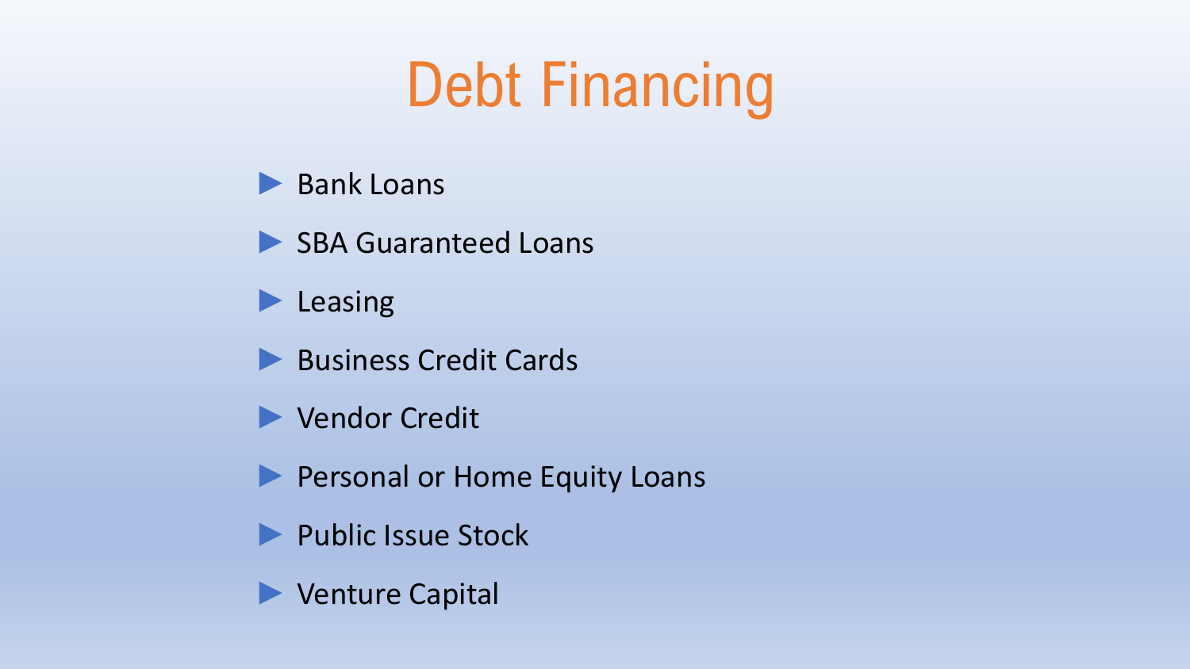# Debt Financing

- Bank Loans
- SBA Guaranteed Loans
- Leasing
- Business Credit Cards
- Vendor Credit
- Personal or Home Equity Loans
- Public Issue Stock
- Venture Capital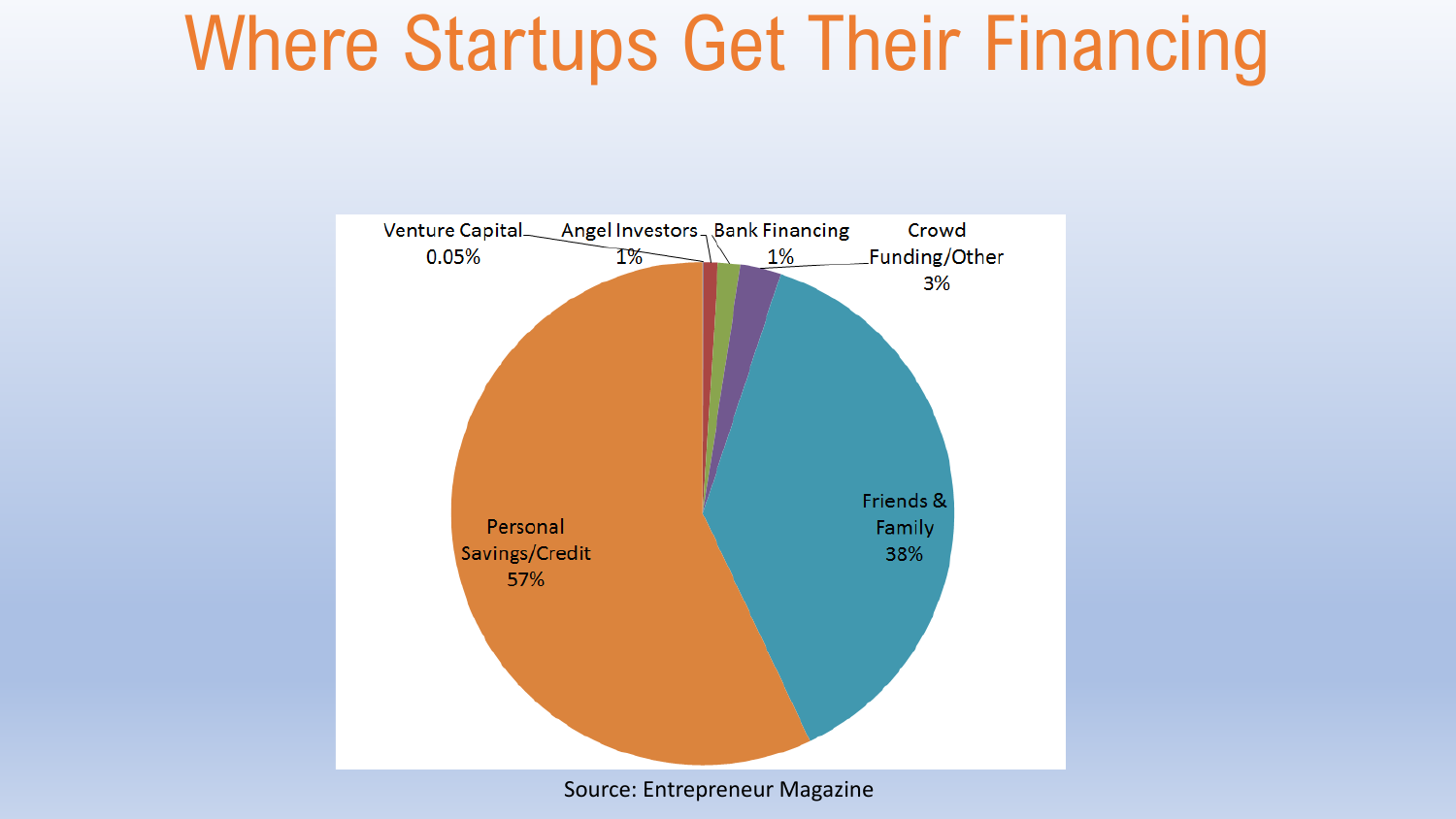# Where Startups Get Their Financing

- Venture Capital 0.05%
- Angel Investors 1%
- Bank Financing 1%
- Crowd Funding/Other 3%
- Friends & Family 38%
- Personal Savings/Credit 57%

Source: Entrepreneur Magazine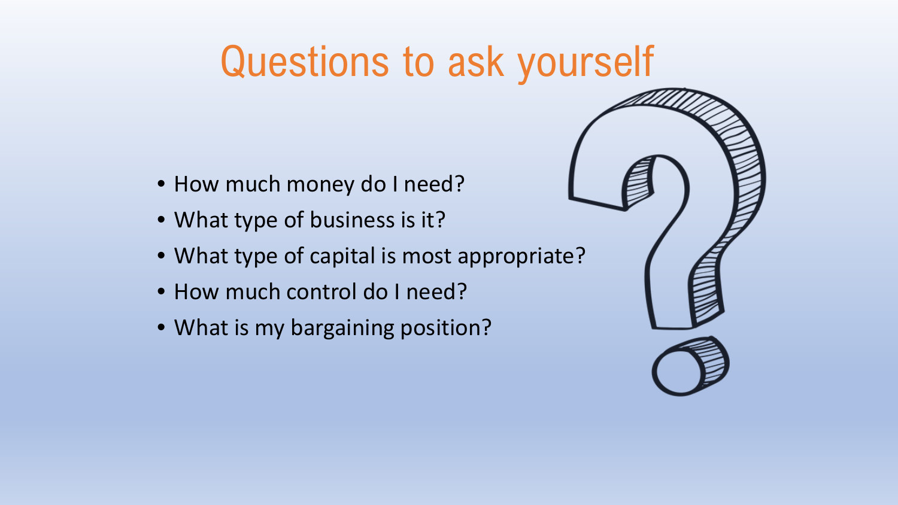# Questions to ask yourself

- How much money do I need?
- What type of business is it?
- What type of capital is most appropriate?
- How much control do I need?
- What is my bargaining position?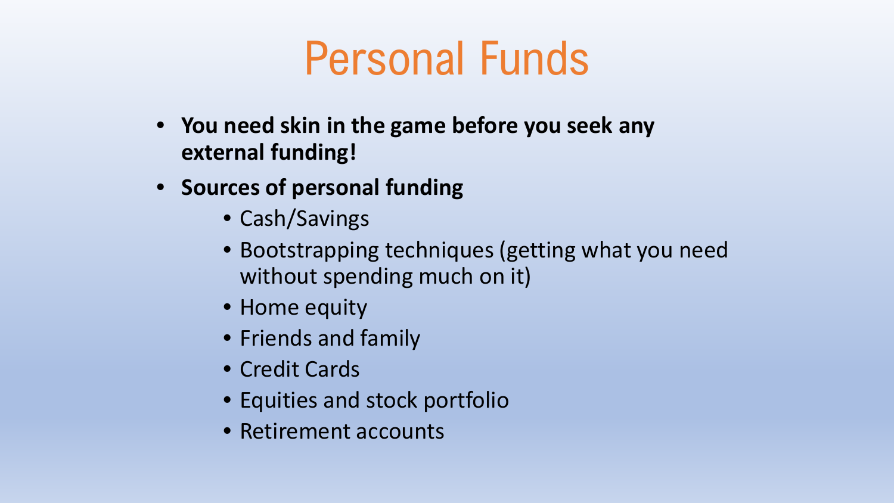# Personal Funds

- **You need skin in the game before you seek any external funding!**
- **Sources of personal funding**
  - Cash/Savings
  - Bootstrapping techniques (getting what you need without spending much on it)
  - Home equity
  - Friends and family
  - Credit Cards
  - Equities and stock portfolio
  - Retirement accounts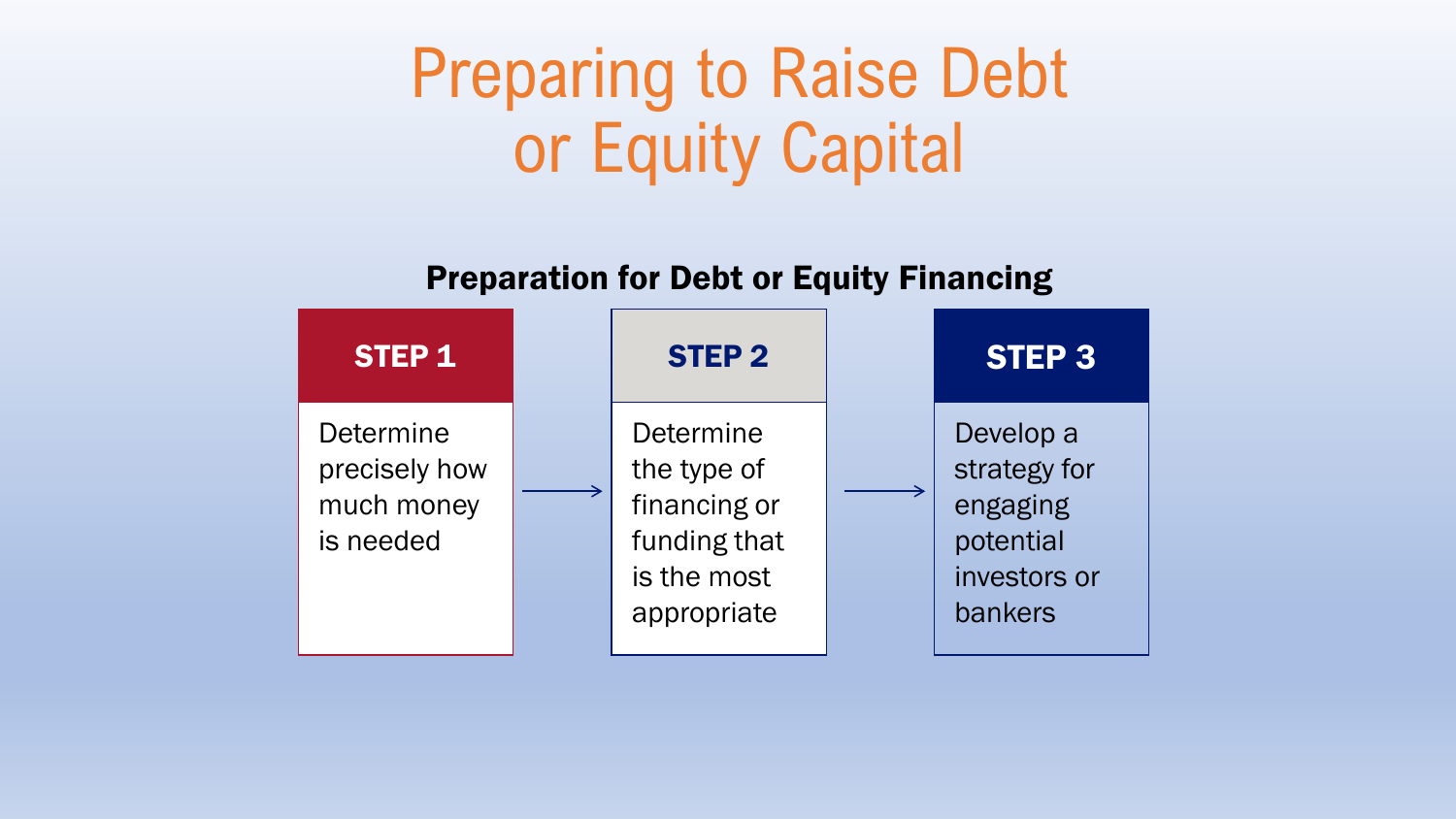# Preparing to Raise Debt or Equity Capital

**Preparation for Debt or Equity Financing**

| STEP 1 | STEP 2 | STEP 3 |
| --- | --- | --- |
| Determine precisely how much money is needed | Determine the type of financing or funding that is the most appropriate | Develop a strategy for engaging potential investors or bankers |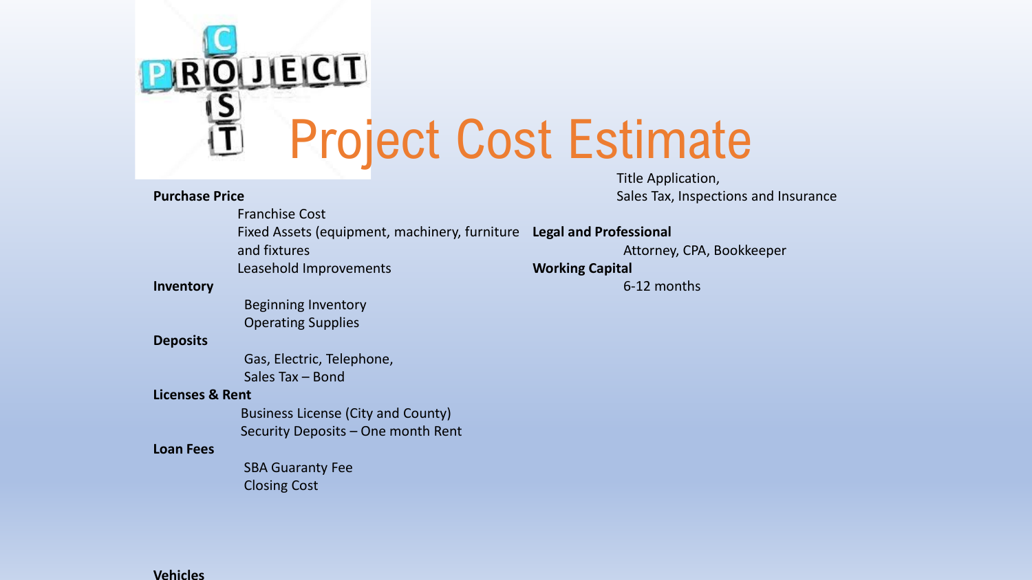# Project Cost Estimate

**Purchase Price**

- Franchise Cost
- Fixed Assets (equipment, machinery, furniture and fixtures
- Leasehold Improvements

**Inventory**

- Beginning Inventory
- Operating Supplies

**Deposits**

- Gas, Electric, Telephone,
- Sales Tax – Bond

**Licenses & Rent**

- Business License (City and County)
- Security Deposits – One month Rent

**Loan Fees**

- SBA Guaranty Fee
- Closing Cost

**Vehicles**

- Title Application,
- Sales Tax, Inspections and Insurance

**Legal and Professional**

- Attorney, CPA, Bookkeeper

**Working Capital**

- 6-12 months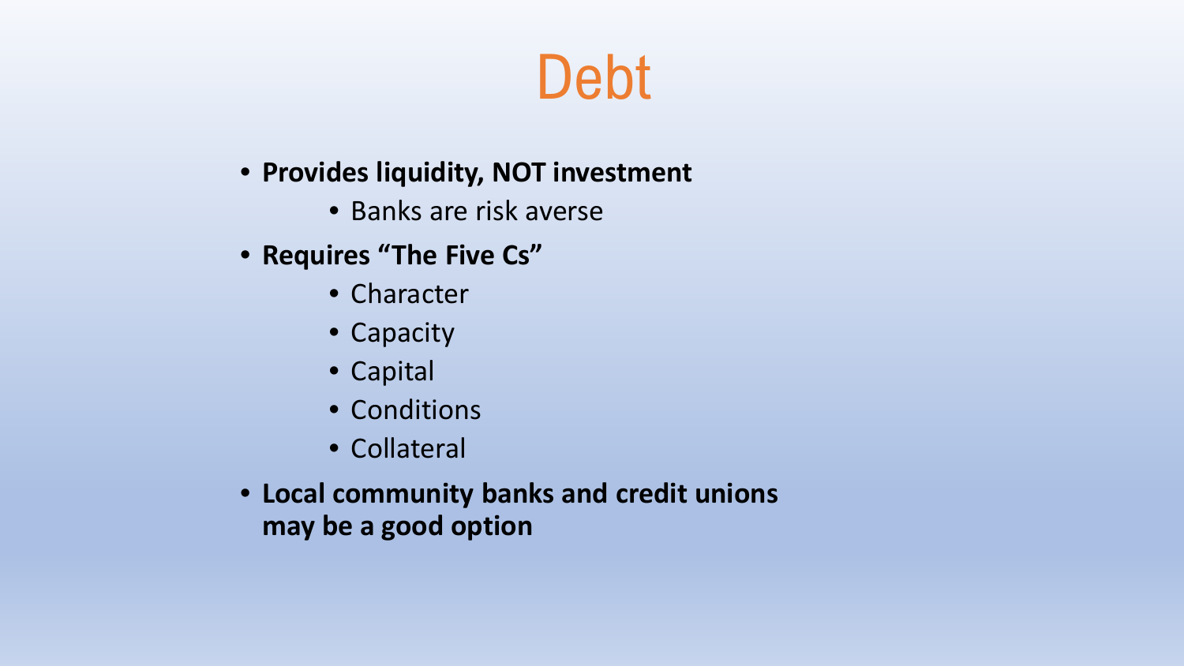# Debt

- **Provides liquidity, NOT investment**
  - Banks are risk averse
- **Requires "The Five Cs"**
  - Character
  - Capacity
  - Capital
  - Conditions
  - Collateral
- **Local community banks and credit unions may be a good option**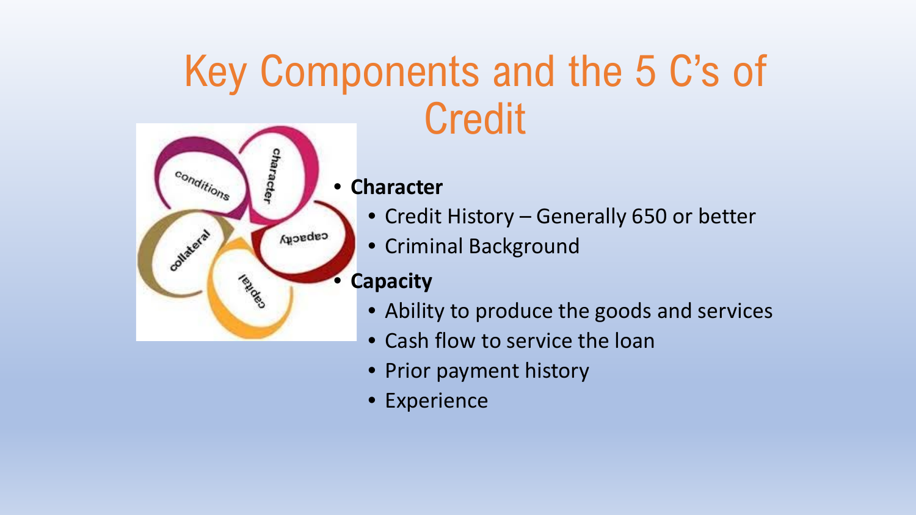# Key Components and the 5 C's of Credit

- **Character**
  - Credit History – Generally 650 or better
  - Criminal Background
- **Capacity**
  - Ability to produce the goods and services
  - Cash flow to service the loan
  - Prior payment history
  - Experience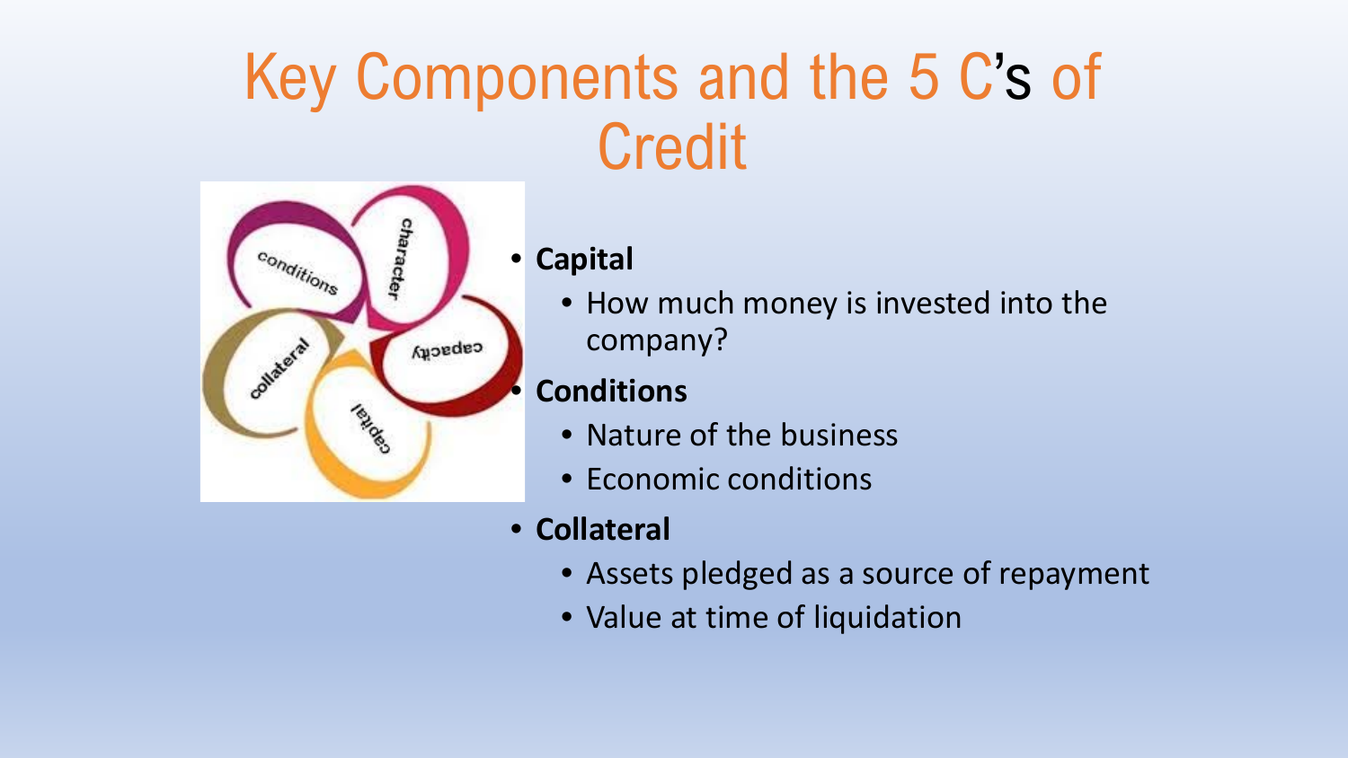# Key Components and the 5 C's of Credit

- **Capital**
  - How much money is invested into the company?
- **Conditions**
  - Nature of the business
  - Economic conditions
- **Collateral**
  - Assets pledged as a source of repayment
  - Value at time of liquidation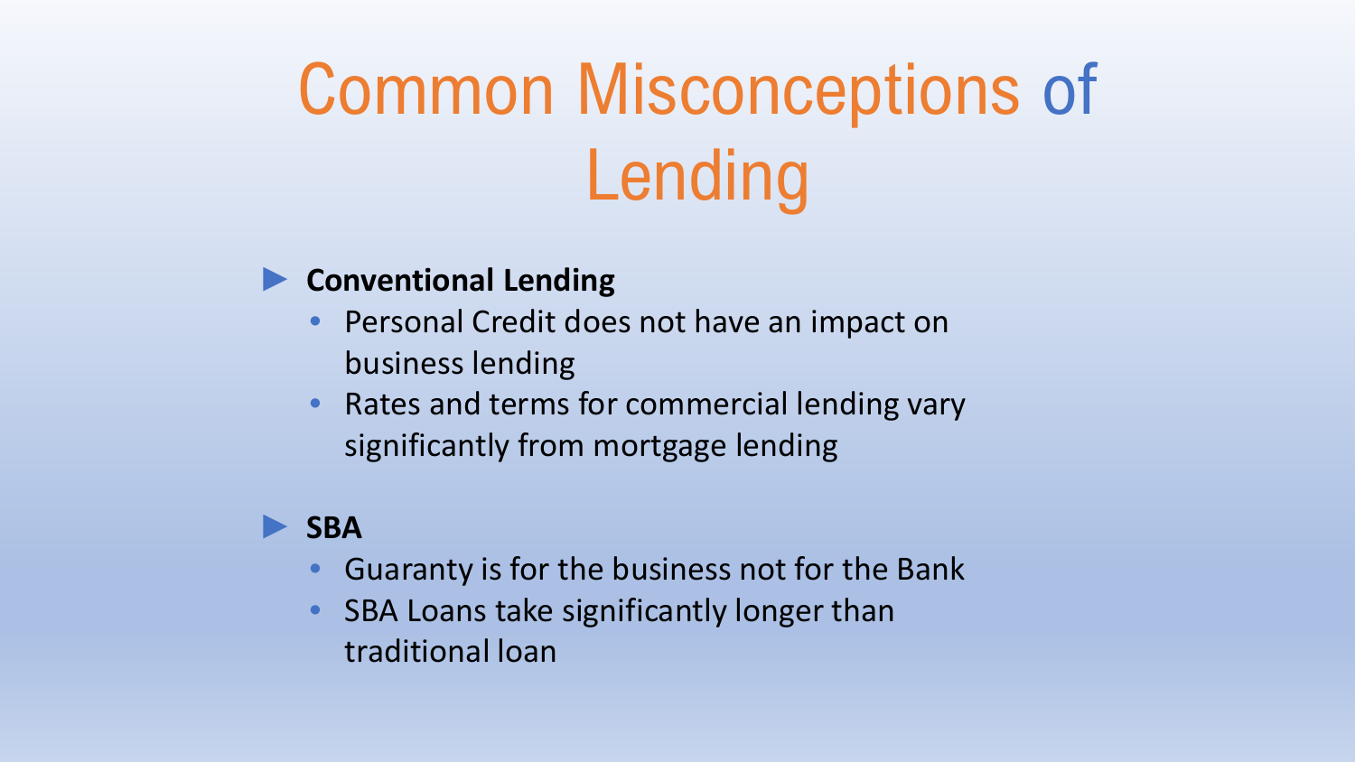# Common Misconceptions of Lending

- **Conventional Lending**
  - Personal Credit does not have an impact on business lending
  - Rates and terms for commercial lending vary significantly from mortgage lending
- **SBA**
  - Guaranty is for the business not for the Bank
  - SBA Loans take significantly longer than traditional loan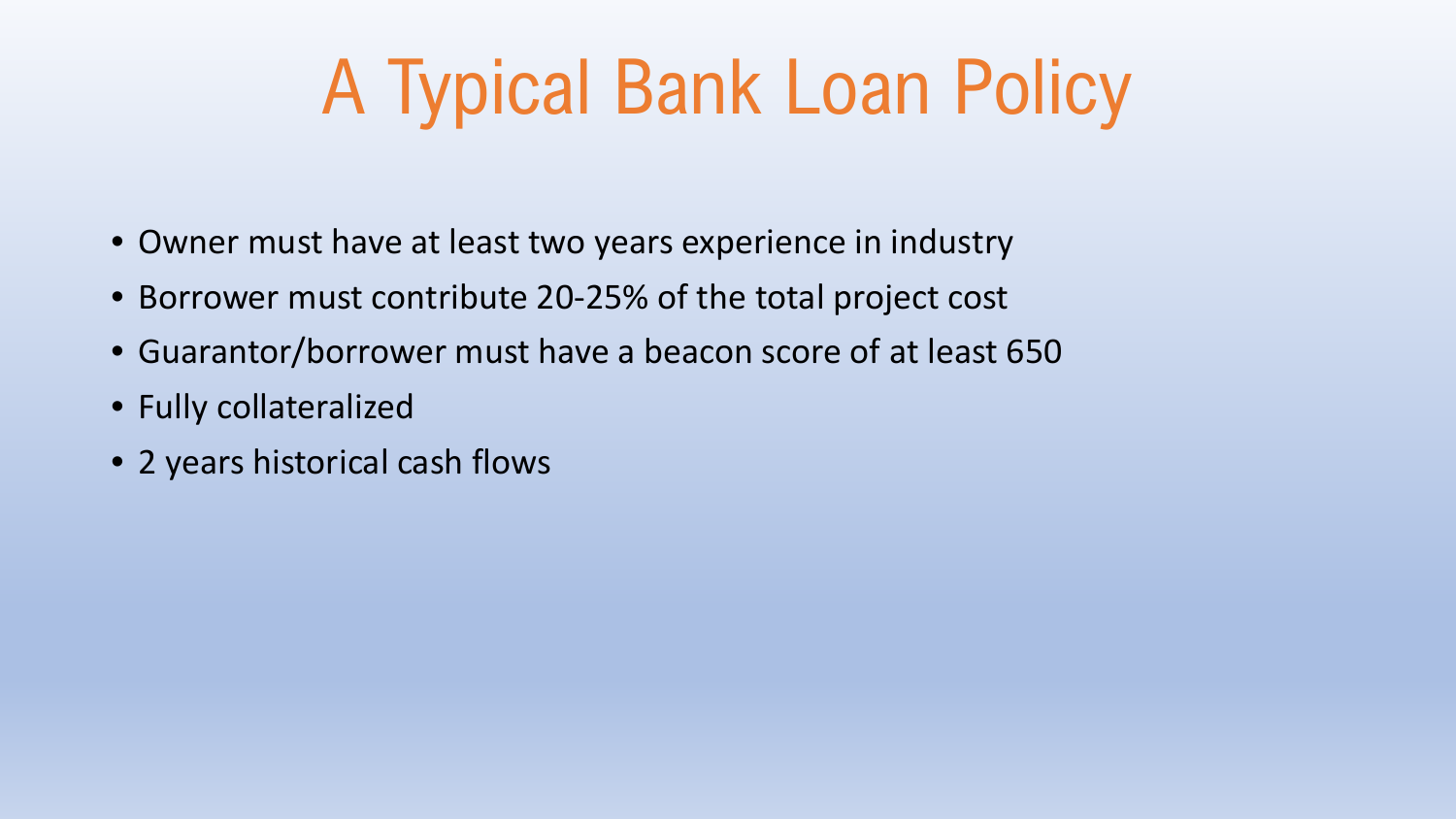# A Typical Bank Loan Policy

- Owner must have at least two years experience in industry
- Borrower must contribute 20-25% of the total project cost
- Guarantor/borrower must have a beacon score of at least 650
- Fully collateralized
- 2 years historical cash flows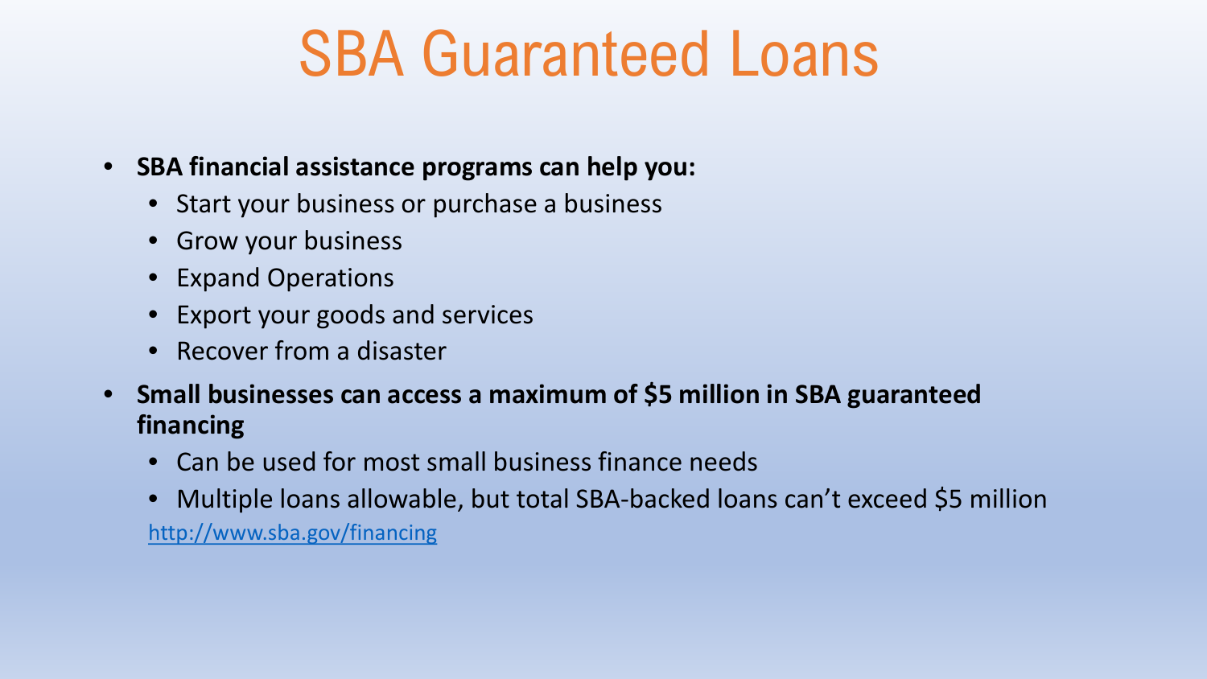# SBA Guaranteed Loans

- **SBA financial assistance programs can help you:**
  - Start your business or purchase a business
  - Grow your business
  - Expand Operations
  - Export your goods and services
  - Recover from a disaster
- **Small businesses can access a maximum of $5 million in SBA guaranteed financing**
  - Can be used for most small business finance needs
  - Multiple loans allowable, but total SBA-backed loans can't exceed $5 million

[http://www.sba.gov/financing](http://www.sba.gov/financing)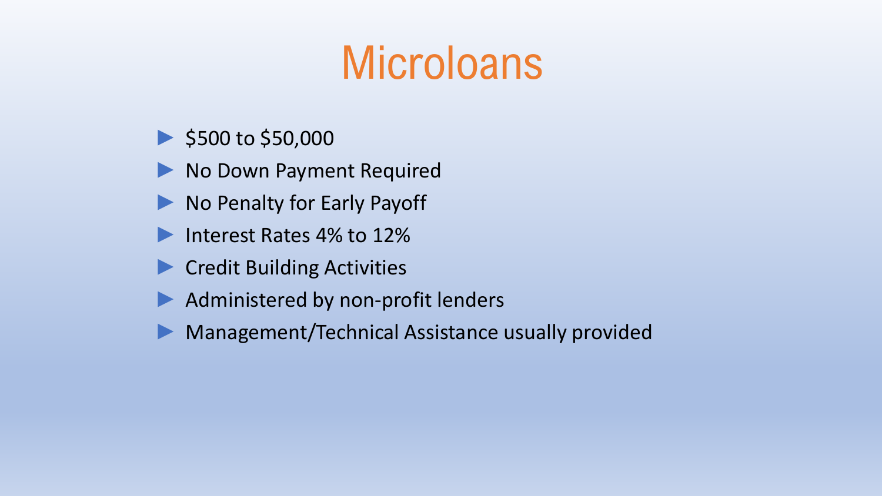# Microloans

- $500 to $50,000
- No Down Payment Required
- No Penalty for Early Payoff
- Interest Rates 4% to 12%
- Credit Building Activities
- Administered by non-profit lenders
- Management/Technical Assistance usually provided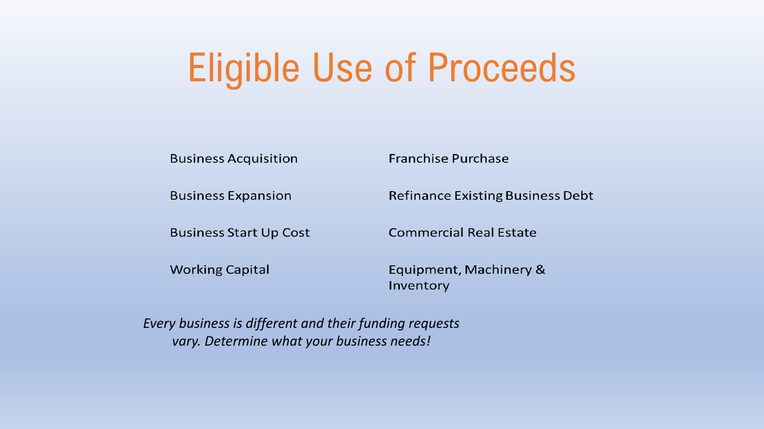# Eligible Use of Proceeds

- Business Acquisition
- Franchise Purchase
- Business Expansion
- Refinance Existing Business Debt
- Business Start Up Cost
- Commercial Real Estate
- Working Capital
- Equipment, Machinery & Inventory

*Every business is different and their funding requests vary. Determine what your business needs!*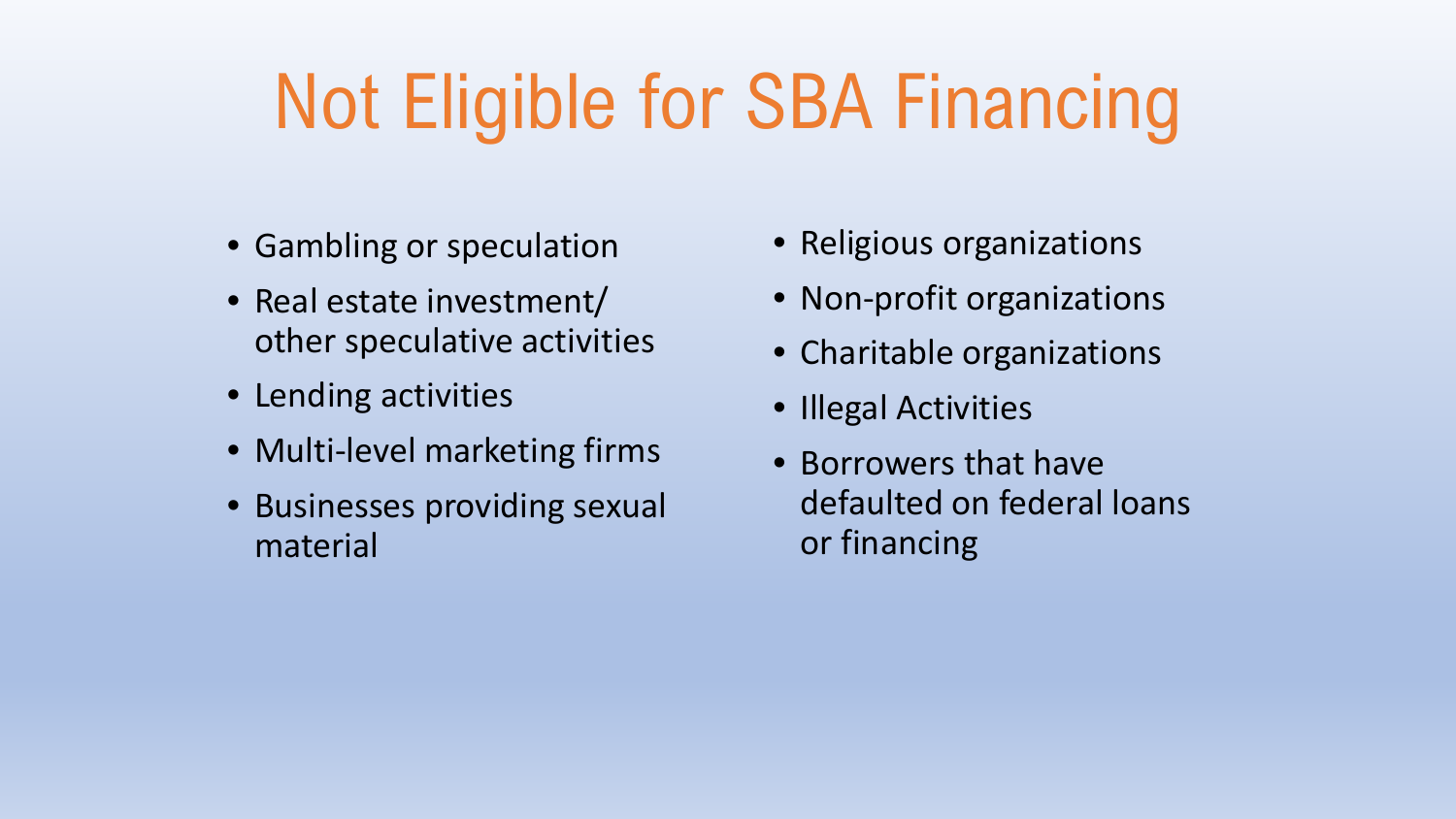# Not Eligible for SBA Financing

- Gambling or speculation
- Real estate investment/ other speculative activities
- Lending activities
- Multi-level marketing firms
- Businesses providing sexual material
- Religious organizations
- Non-profit organizations
- Charitable organizations
- Illegal Activities
- Borrowers that have defaulted on federal loans or financing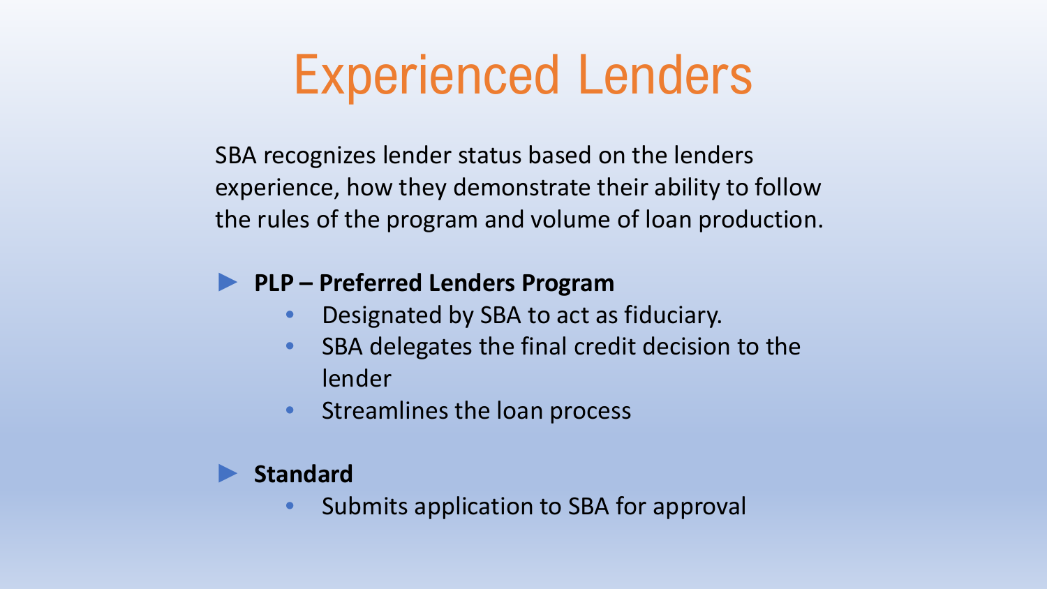# Experienced Lenders

SBA recognizes lender status based on the lenders experience, how they demonstrate their ability to follow the rules of the program and volume of loan production.

- **PLP – Preferred Lenders Program**
  - Designated by SBA to act as fiduciary.
  - SBA delegates the final credit decision to the lender
  - Streamlines the loan process

- **Standard**
  - Submits application to SBA for approval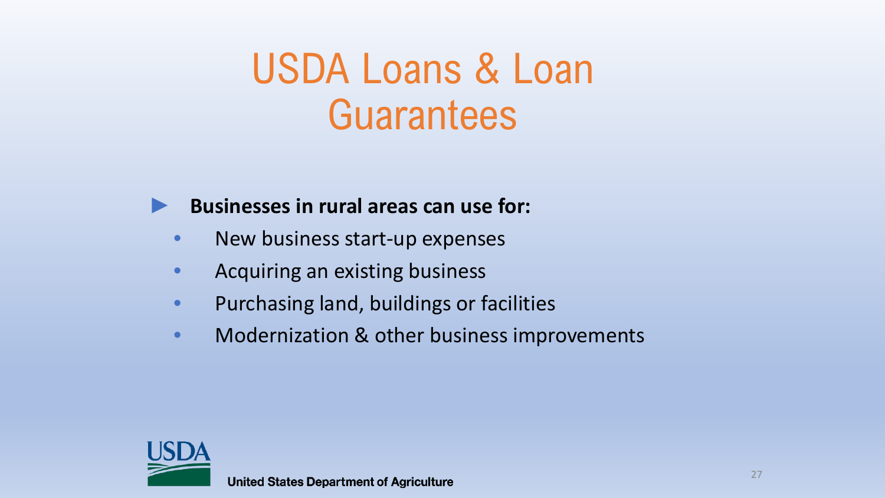# USDA Loans & Loan Guarantees

- **Businesses in rural areas can use for:**
  - New business start-up expenses
  - Acquiring an existing business
  - Purchasing land, buildings or facilities
  - Modernization & other business improvements

United States Department of Agriculture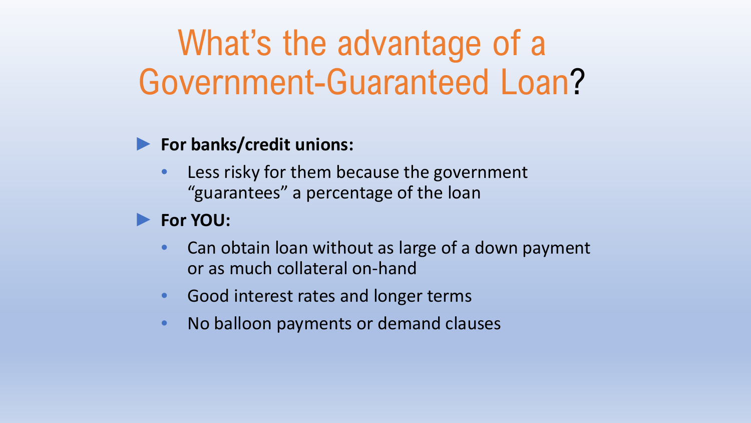# What's the advantage of a Government-Guaranteed Loan?

- **For banks/credit unions:**
  - Less risky for them because the government "guarantees" a percentage of the loan
- **For YOU:**
  - Can obtain loan without as large of a down payment or as much collateral on-hand
  - Good interest rates and longer terms
  - No balloon payments or demand clauses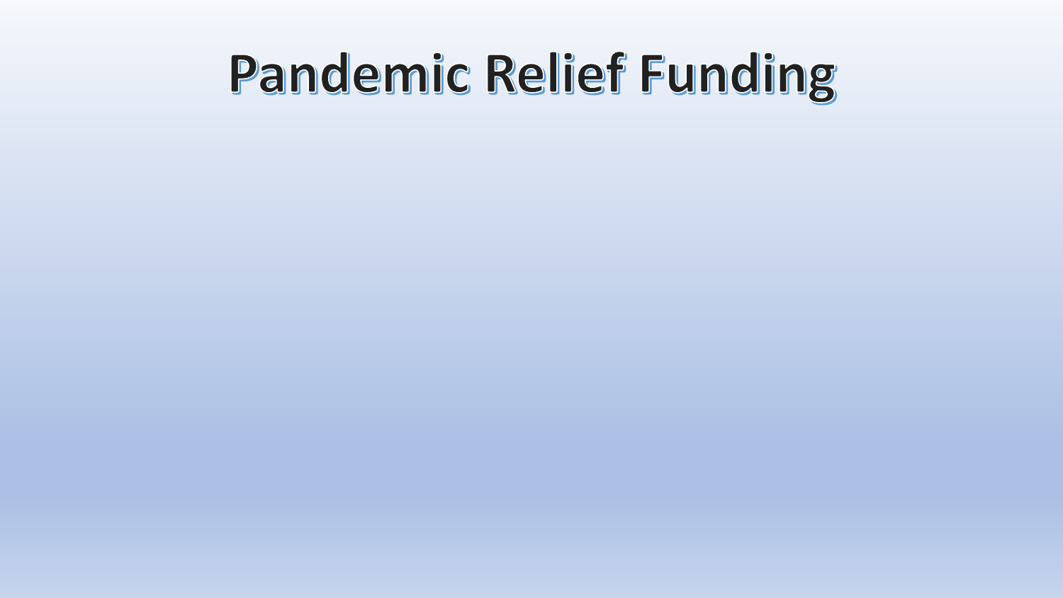# Pandemic Relief Funding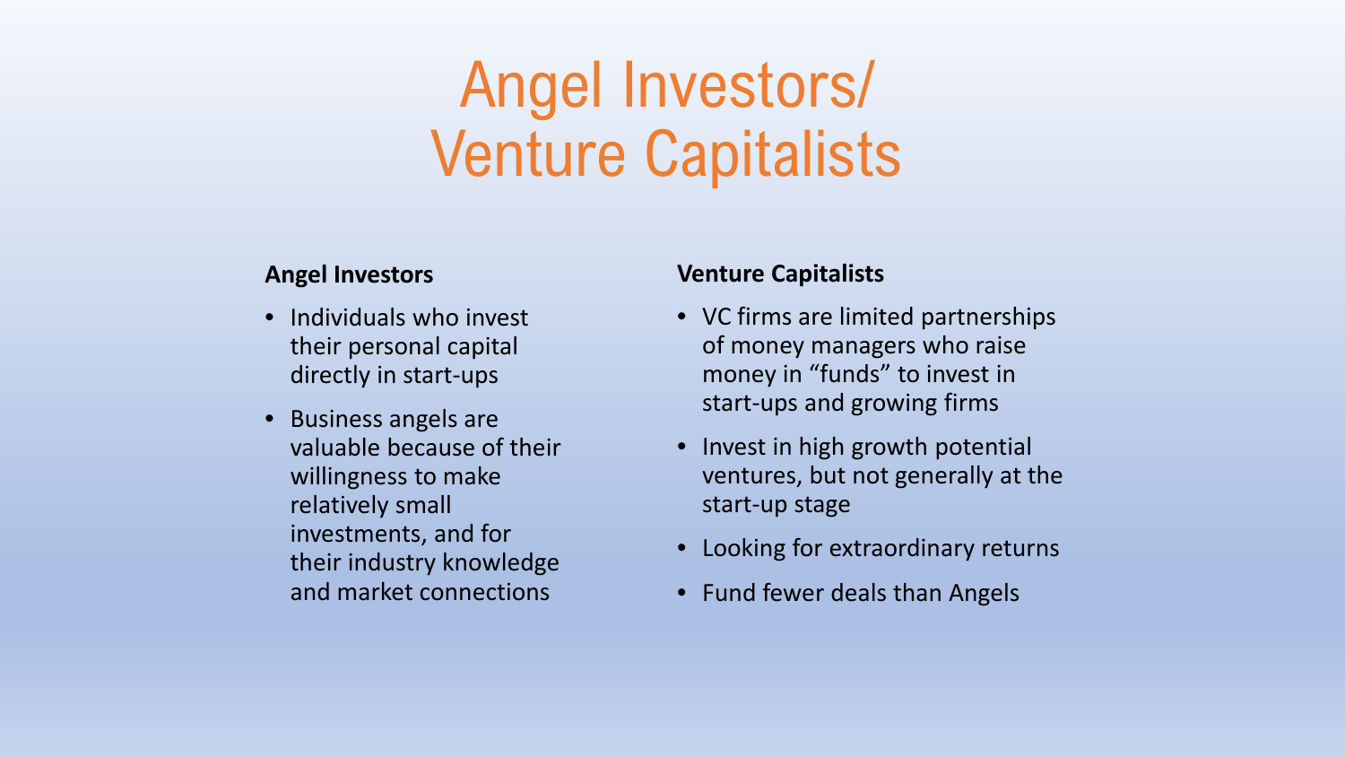# Angel Investors/ Venture Capitalists

**Angel Investors**

- Individuals who invest their personal capital directly in start-ups
- Business angels are valuable because of their willingness to make relatively small investments, and for their industry knowledge and market connections

**Venture Capitalists**

- VC firms are limited partnerships of money managers who raise money in “funds” to invest in start-ups and growing firms
- Invest in high growth potential ventures, but not generally at the start-up stage
- Looking for extraordinary returns
- Fund fewer deals than Angels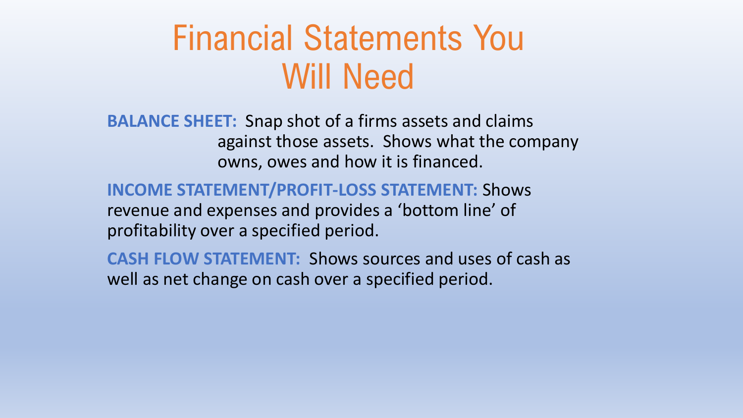# Financial Statements You Will Need

**BALANCE SHEET:** Snap shot of a firms assets and claims against those assets. Shows what the company owns, owes and how it is financed.

**INCOME STATEMENT/PROFIT-LOSS STATEMENT:** Shows revenue and expenses and provides a 'bottom line' of profitability over a specified period.

**CASH FLOW STATEMENT:** Shows sources and uses of cash as well as net change on cash over a specified period.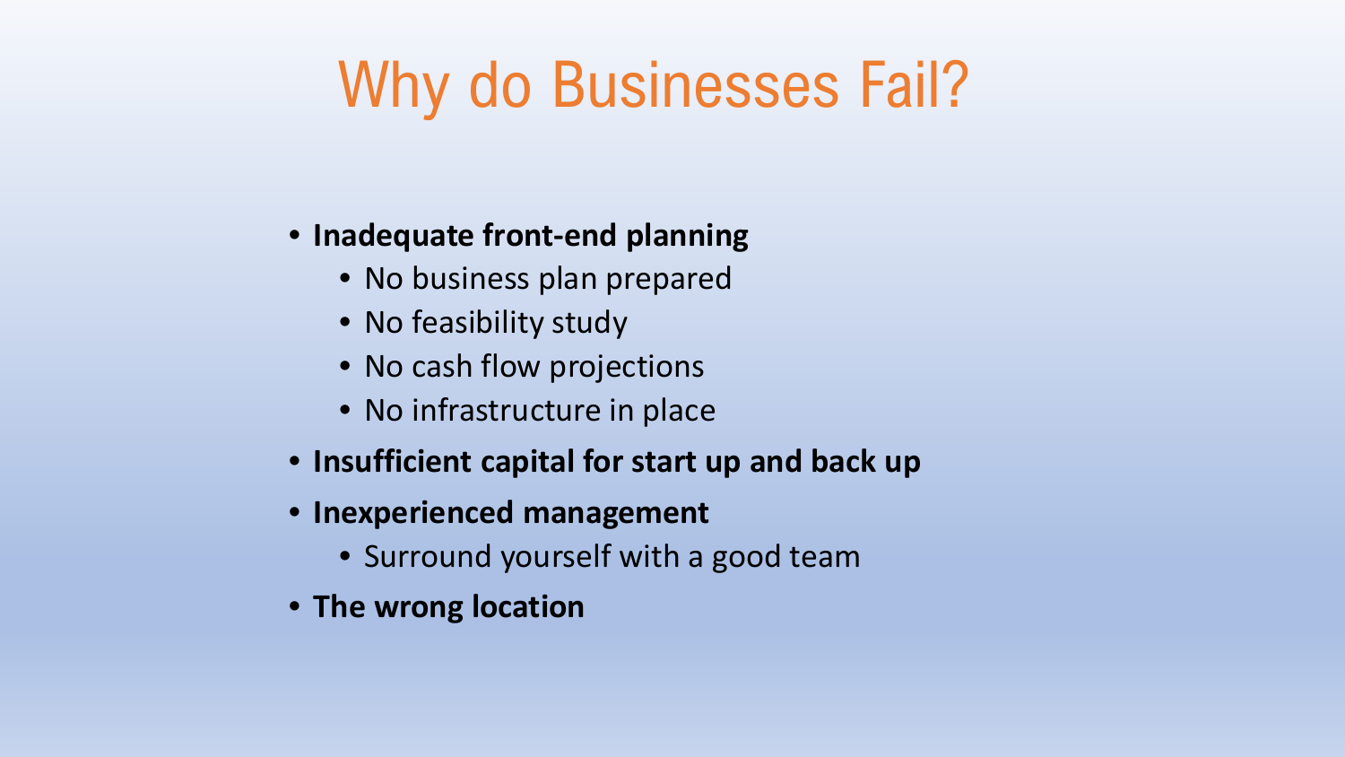# Why do Businesses Fail?

- **Inadequate front-end planning**
  - No business plan prepared
  - No feasibility study
  - No cash flow projections
  - No infrastructure in place
- **Insufficient capital for start up and back up**
- **Inexperienced management**
  - Surround yourself with a good team
- **The wrong location**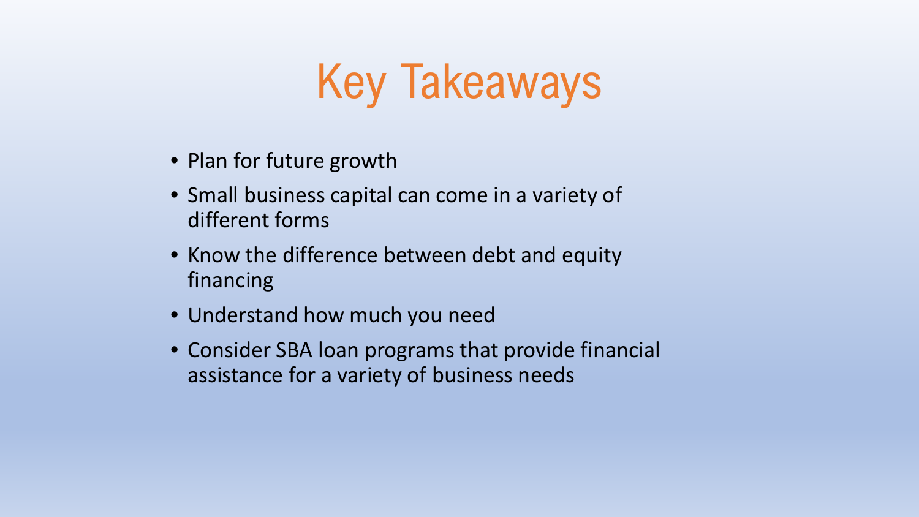# Key Takeaways

- Plan for future growth
- Small business capital can come in a variety of different forms
- Know the difference between debt and equity financing
- Understand how much you need
- Consider SBA loan programs that provide financial assistance for a variety of business needs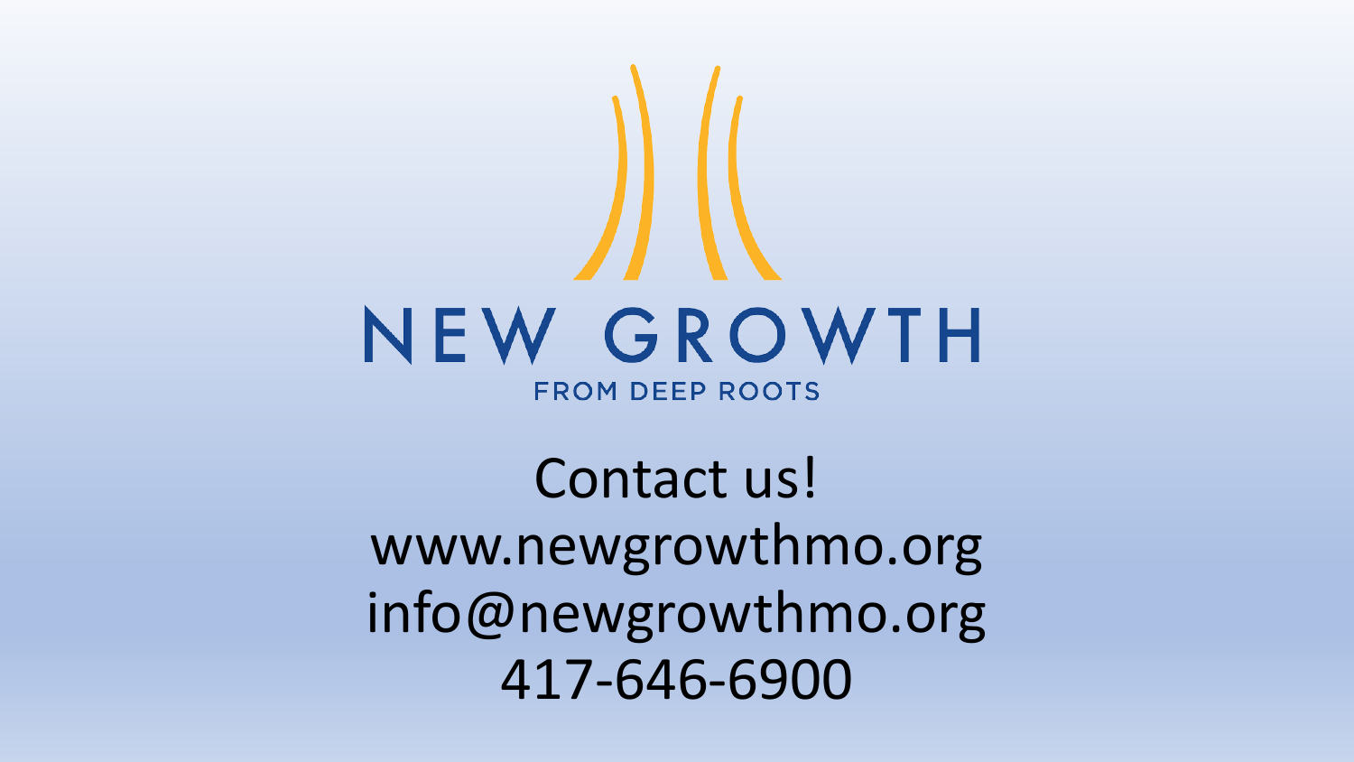NEW GROWTH

FROM DEEP ROOTS

Contact us!

www.newgrowthmo.org

info@newgrowthmo.org

417-646-6900